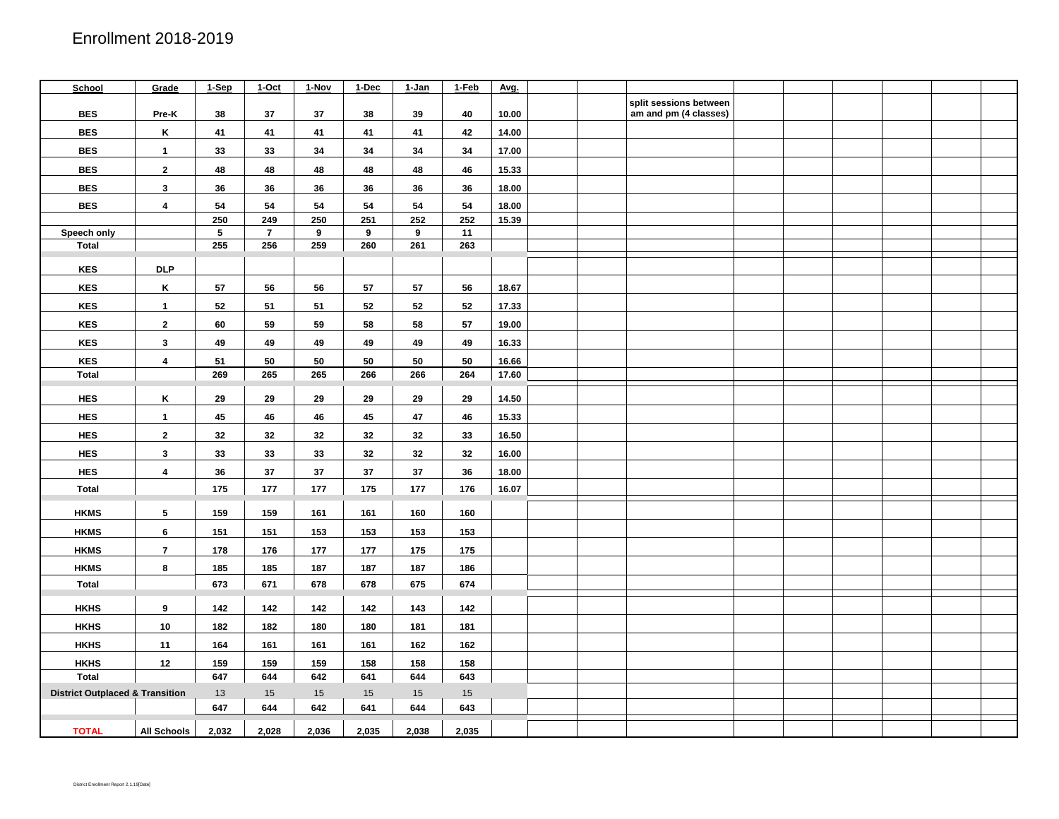# Enrollment 2018-2019

| School | Grade | 1-Sep | 1-Oct | 1-Nov | 1-Dec | 1-Jan | 1-Feb | Avg. | | | | | | | | | |
|---|---|---|---|---|---|---|---|---|---|---|---|---|---|---|---|---|---|
| BES | Pre-K | 38 | 37 | 37 | 38 | 39 | 40 | 10.00 | | | split sessions between am and pm (4 classes) | | | | | | |
| BES | K | 41 | 41 | 41 | 41 | 41 | 42 | 14.00 | | | | | | | | | |
| BES | 1 | 33 | 33 | 34 | 34 | 34 | 34 | 17.00 | | | | | | | | | |
| BES | 2 | 48 | 48 | 48 | 48 | 48 | 46 | 15.33 | | | | | | | | | |
| BES | 3 | 36 | 36 | 36 | 36 | 36 | 36 | 18.00 | | | | | | | | | |
| BES | 4 | 54 | 54 | 54 | 54 | 54 | 54 | 18.00 | | | | | | | | | |
| | | 250 | 249 | 250 | 251 | 252 | 252 | 15.39 | | | | | | | | | |
| Speech only | | 5 | 7 | 9 | 9 | 9 | 11 | | | | | | | | | | |
| Total | | 255 | 256 | 259 | 260 | 261 | 263 | | | | | | | | | | |
| KES | DLP | | | | | | | | | | | | | | | | |
| KES | K | 57 | 56 | 56 | 57 | 57 | 56 | 18.67 | | | | | | | | | |
| KES | 1 | 52 | 51 | 51 | 52 | 52 | 52 | 17.33 | | | | | | | | | |
| KES | 2 | 60 | 59 | 59 | 58 | 58 | 57 | 19.00 | | | | | | | | | |
| KES | 3 | 49 | 49 | 49 | 49 | 49 | 49 | 16.33 | | | | | | | | | |
| KES | 4 | 51 | 50 | 50 | 50 | 50 | 50 | 16.66 | | | | | | | | | |
| Total | | 269 | 265 | 265 | 266 | 266 | 264 | 17.60 | | | | | | | | | |
| HES | K | 29 | 29 | 29 | 29 | 29 | 29 | 14.50 | | | | | | | | | |
| HES | 1 | 45 | 46 | 46 | 45 | 47 | 46 | 15.33 | | | | | | | | | |
| HES | 2 | 32 | 32 | 32 | 32 | 32 | 33 | 16.50 | | | | | | | | | |
| HES | 3 | 33 | 33 | 33 | 32 | 32 | 32 | 16.00 | | | | | | | | | |
| HES | 4 | 36 | 37 | 37 | 37 | 37 | 36 | 18.00 | | | | | | | | | |
| Total | | 175 | 177 | 177 | 175 | 177 | 176 | 16.07 | | | | | | | | | |
| HKMS | 5 | 159 | 159 | 161 | 161 | 160 | 160 | | | | | | | | | | |
| HKMS | 6 | 151 | 151 | 153 | 153 | 153 | 153 | | | | | | | | | | |
| HKMS | 7 | 178 | 176 | 177 | 177 | 175 | 175 | | | | | | | | | | |
| HKMS | 8 | 185 | 185 | 187 | 187 | 187 | 186 | | | | | | | | | | |
| Total | | 673 | 671 | 678 | 678 | 675 | 674 | | | | | | | | | | |
| HKHS | 9 | 142 | 142 | 142 | 142 | 143 | 142 | | | | | | | | | | |
| HKHS | 10 | 182 | 182 | 180 | 180 | 181 | 181 | | | | | | | | | | |
| HKHS | 11 | 164 | 161 | 161 | 161 | 162 | 162 | | | | | | | | | | |
| HKHS | 12 | 159 | 159 | 159 | 158 | 158 | 158 | | | | | | | | | | |
| Total | | 647 | 644 | 642 | 641 | 644 | 643 | | | | | | | | | | |
| District Outplaced & Transition | | 13 | 15 | 15 | 15 | 15 | 15 | | | | | | | | | | |
| | | 647 | 644 | 642 | 641 | 644 | 643 | | | | | | | | | | |
| TOTAL | All Schools | 2,032 | 2,028 | 2,036 | 2,035 | 2,038 | 2,035 | | | | | | | | | | |

District Enrollment Report 2.1.19[Date]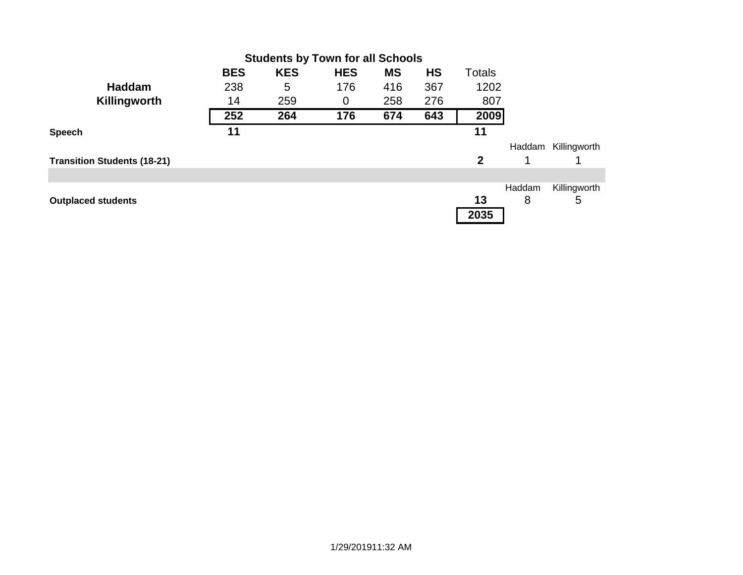## Students by Town for all Schools

| | BES | KES | HES | MS | HS | Totals | | |
|---|---|---|---|---|---|---|---|---|
| **Haddam** | 238 | 5 | 176 | 416 | 367 | 1202 | | |
| **Killingworth** | 14 | 259 | 0 | 258 | 276 | 807 | | |
| | **252** | **264** | **176** | **674** | **643** | **2009** | | |
| **Speech** | **11** | | | | | **11** | | |
| | | | | | | | Haddam | Killingworth |
| **Transition Students (18-21)** | | | | | | **2** | 1 | 1 |
| | | | | | | | Haddam | Killingworth |
| **Outplaced students** | | | | | | **13** | 8 | 5 |
| | | | | | | **2035** | | |

1/29/201911:32 AM